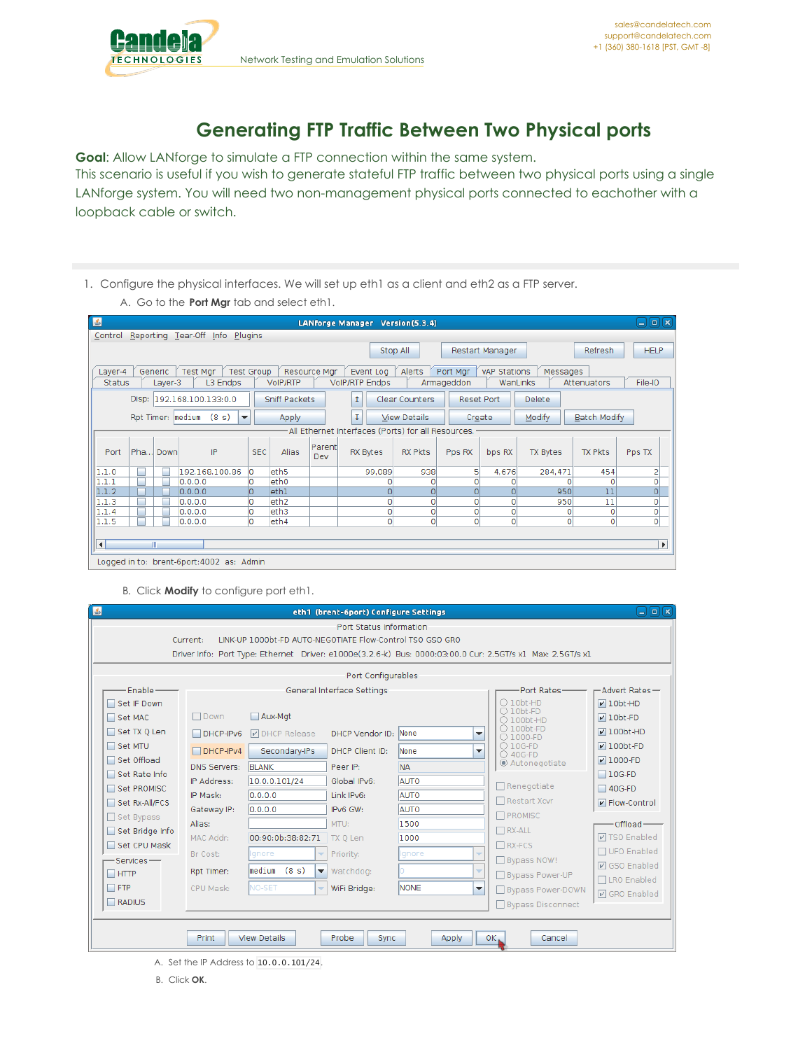# Generating FTP Traffic Between Two Physical ports

**Goal**: Allow LANforge to simulate a FTP connection within the same system.
This scenario is useful if you wish to generate stateful FTP traffic between two physical ports using a single LANforge system. You will need two non-management physical ports connected to eachother with a loopback cable or switch.

1. Configure the physical interfaces. We will set up eth1 as a client and eth2 as a FTP server.
   A. Go to the **Port Mgr** tab and select eth1.

   B. Click **Modify** to configure port eth1.

      A. Set the IP Address to `10.0.0.101/24`.
      B. Click **OK**.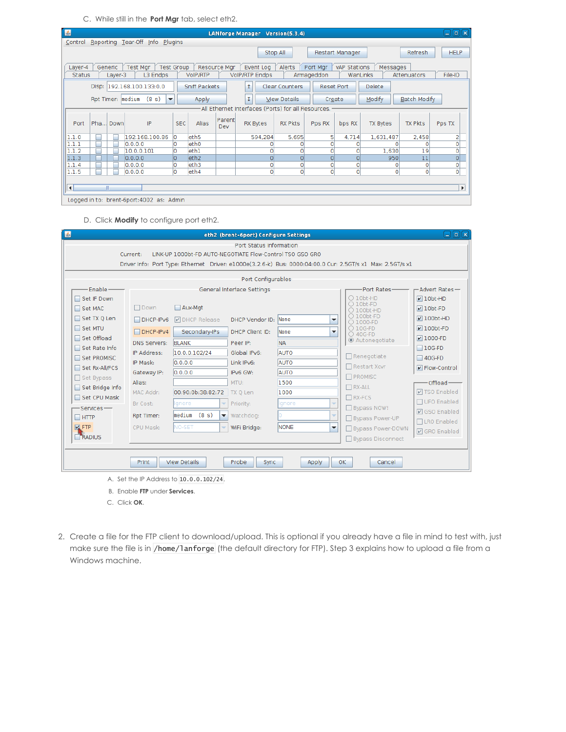C. While still in the **Port Mgr** tab, select eth2.

D. Click **Modify** to configure port eth2.

A. Set the IP Address to `10.0.0.102/24`.

B. Enable **FTP** under **Services**.

C. Click **OK**.

2. Create a file for the FTP client to download/upload. This is optional if you already have a file in mind to test with, just make sure the file is in `/home/lanforge` (the default directory for FTP). Step 3 explains how to upload a file from a Windows machine.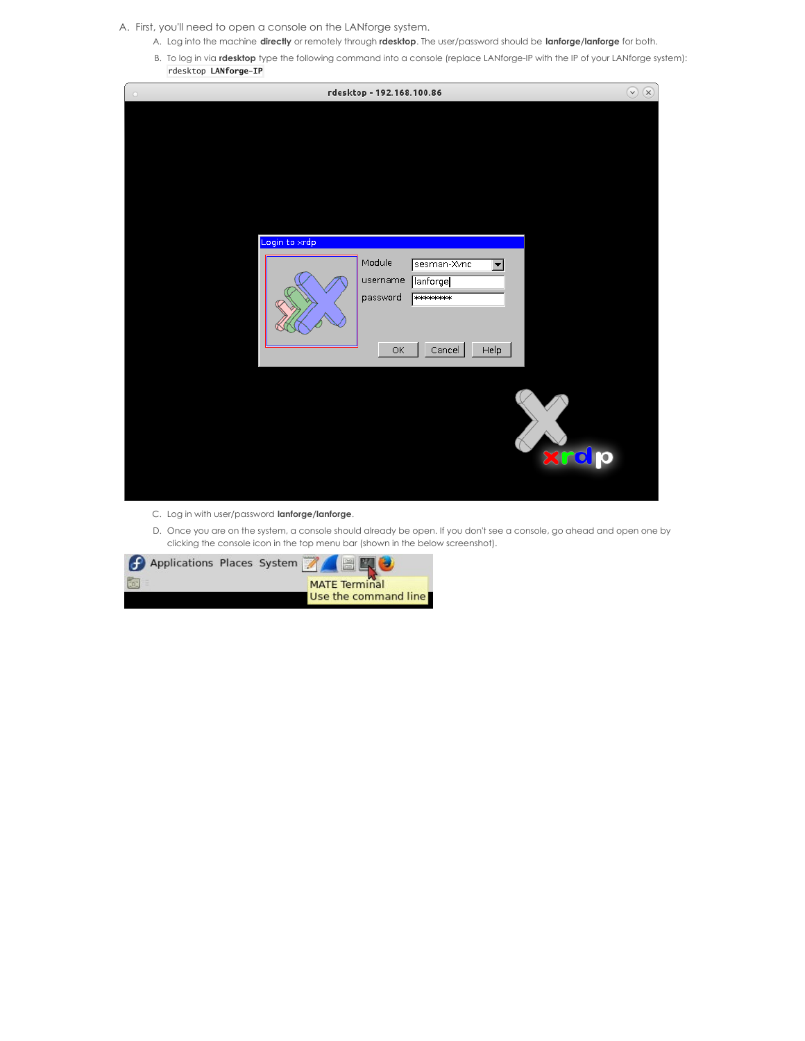A. First, you'll need to open a console on the LANforge system.

   A. Log into the machine **directly** or remotely through **rdesktop**. The user/password should be **lanforge/lanforge** for both.

   B. To log in via **rdesktop** type the following command into a console (replace LANforge-IP with the IP of your LANforge system):
   ```
   rdesktop LANforge-IP
   ```

   C. Log in with user/password **lanforge/lanforge**.

   D. Once you are on the system, a console should already be open. If you don't see a console, go ahead and open one by clicking the console icon in the top menu bar (shown in the below screenshot).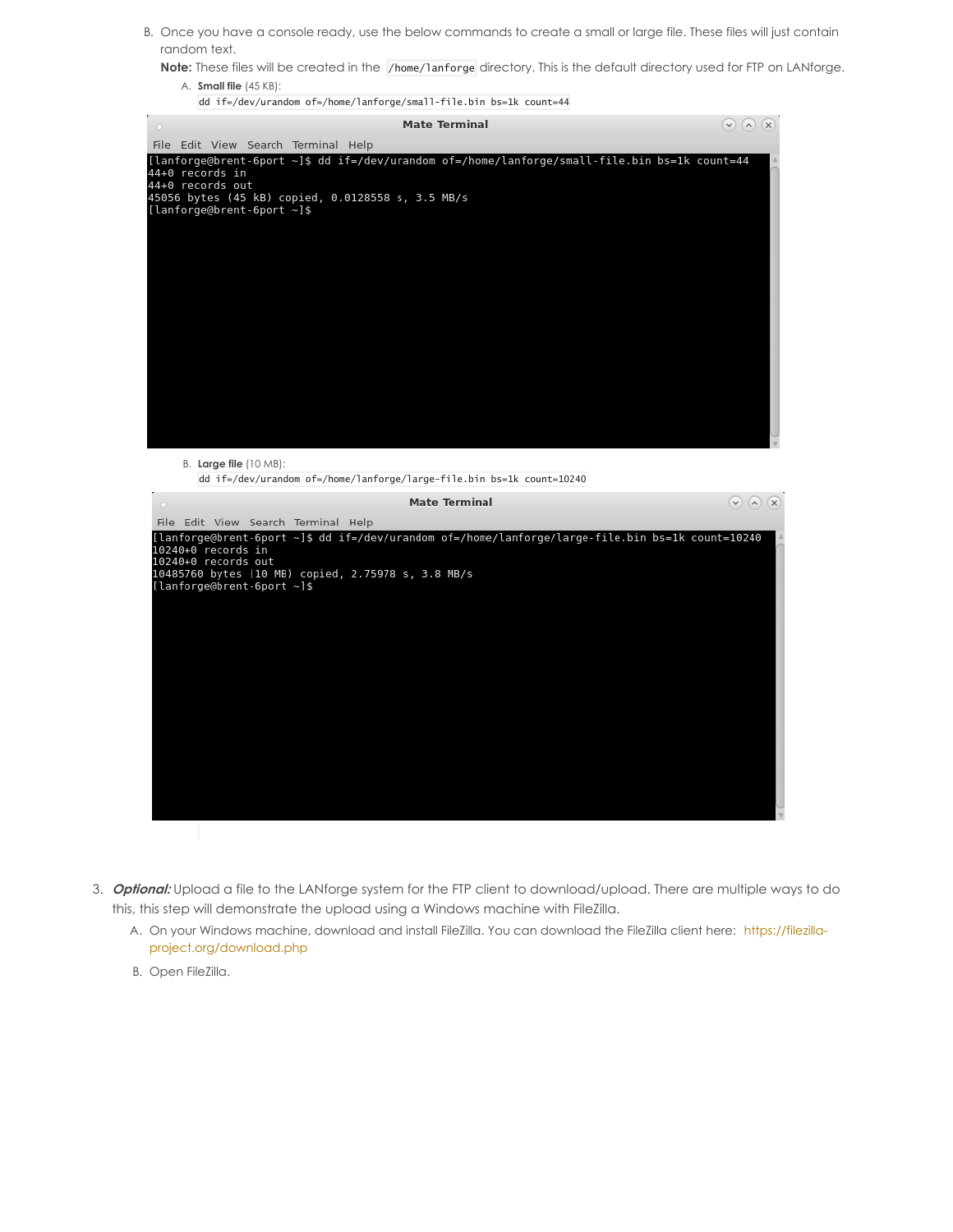B. Once you have a console ready, use the below commands to create a small or large file. These files will just contain random text.

   **Note:** These files will be created in the `/home/lanforge` directory. This is the default directory used for FTP on LANforge.

   A. **Small file** (45 KB):

   ```
   dd if=/dev/urandom of=/home/lanforge/small-file.bin bs=1k count=44
   ```

   ```
   [lanforge@brent-6port ~]$ dd if=/dev/urandom of=/home/lanforge/small-file.bin bs=1k count=44
   44+0 records in
   44+0 records out
   45056 bytes (45 kB) copied, 0.0128558 s, 3.5 MB/s
   [lanforge@brent-6port ~]$
   ```

   B. **Large file** (10 MB):

   ```
   dd if=/dev/urandom of=/home/lanforge/large-file.bin bs=1k count=10240
   ```

   ```
   [lanforge@brent-6port ~]$ dd if=/dev/urandom of=/home/lanforge/large-file.bin bs=1k count=10240
   10240+0 records in
   10240+0 records out
   10485760 bytes (10 MB) copied, 2.75978 s, 3.8 MB/s
   [lanforge@brent-6port ~]$
   ```

3. ***Optional:*** Upload a file to the LANforge system for the FTP client to download/upload. There are multiple ways to do this, this step will demonstrate the upload using a Windows machine with FileZilla.

   A. On your Windows machine, download and install FileZilla. You can download the FileZilla client here: https://filezilla-project.org/download.php

   B. Open FileZilla.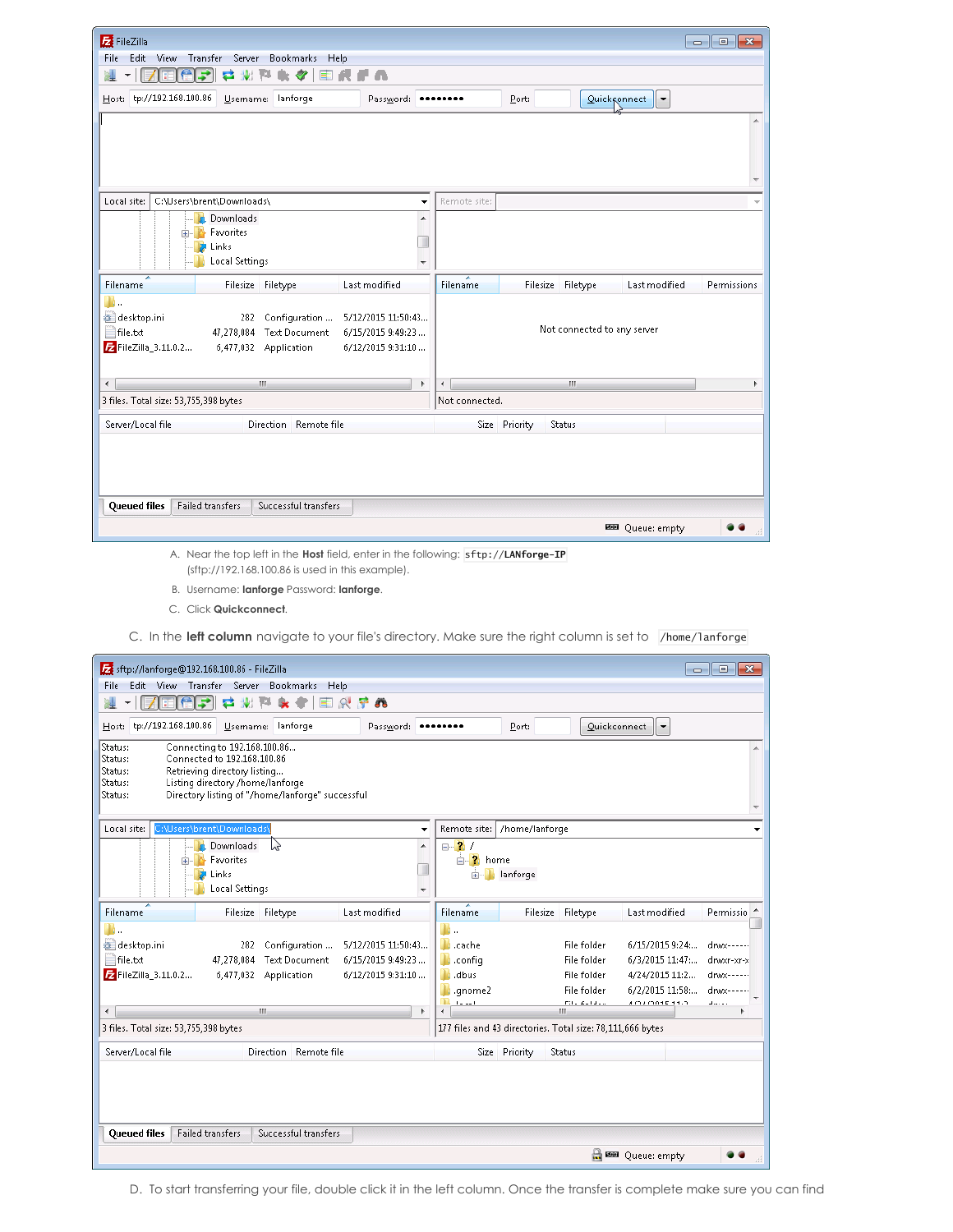A. Near the top left in the **Host** field, enter in the following: `sftp://LANforge-IP` (sftp://192.168.100.86 is used in this example).

B. Username: **lanforge** Password: **lanforge**.

C. Click **Quickconnect**.

C. In the **left column** navigate to your file's directory. Make sure the right column is set to `/home/lanforge`

D. To start transferring your file, double click it in the left column. Once the transfer is complete make sure you can find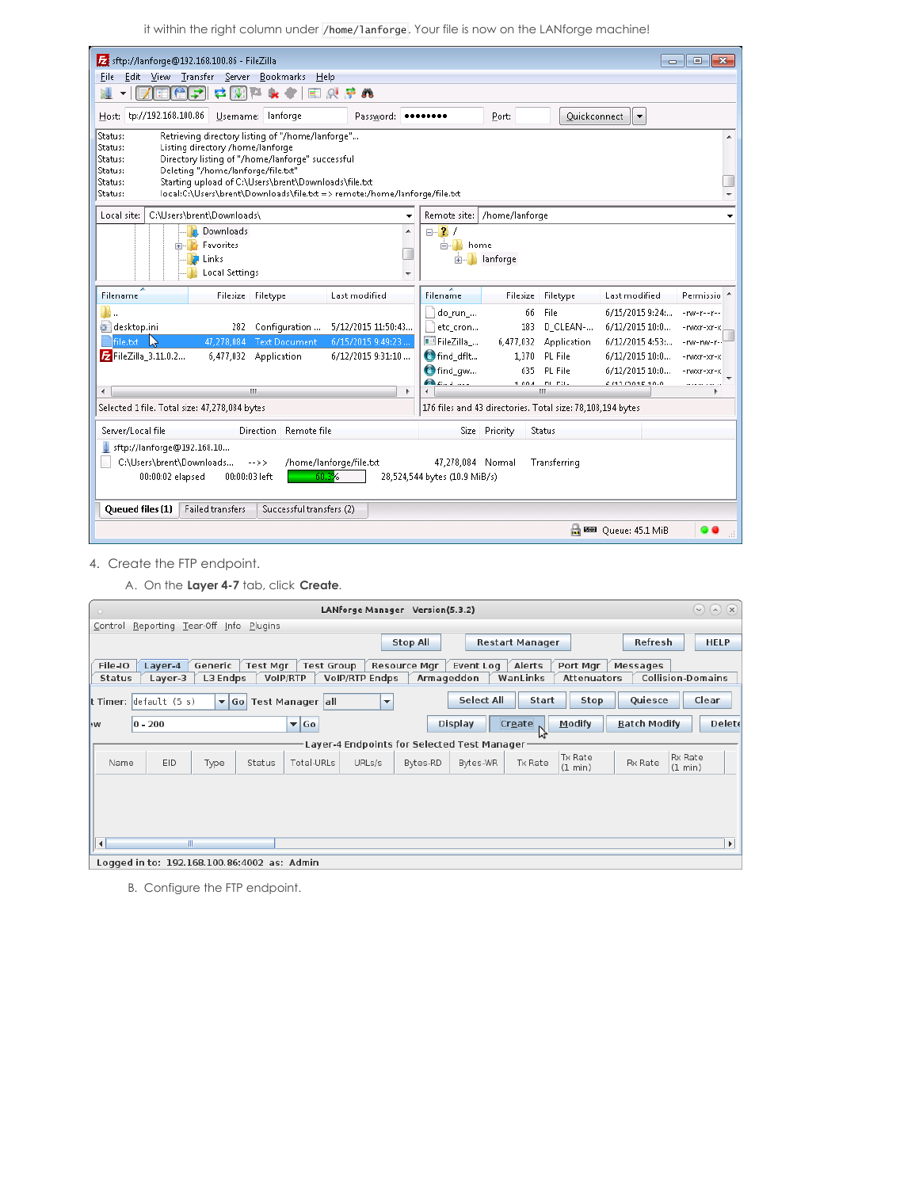it within the right column under `/home/lanforge`. Your file is now on the LANforge machine!

4. Create the FTP endpoint.

    A. On the **Layer 4-7** tab, click **Create**.

    B. Configure the FTP endpoint.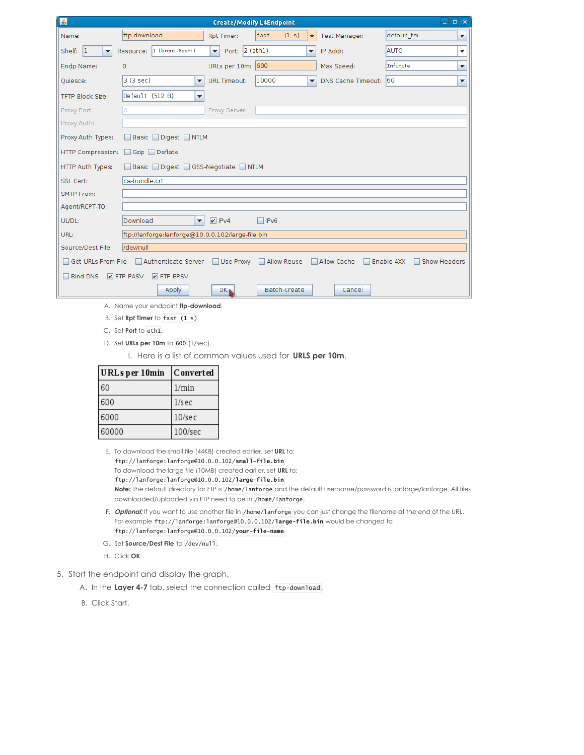A. Name your endpoint **ftp-download**.

B. Set **Rpt Timer** to `fast (1 s)`

C. Set **Port** to `eth1`.

D. Set **URLs per 10m** to `600` (1/sec).

   I. Here is a list of common values used for **URLS per 10m**.

| URLs per 10min | Converted |
|---|---|
| 60 | 1/min |
| 600 | 1/sec |
| 6000 | 10/sec |
| 60000 | 100/sec |

E. To download the small file (44KB) created earlier, set **URL** to:
`ftp://lanforge:lanforge@10.0.0.102/`**`small-file.bin`**
To download the large file (10MB) created earlier, set **URL** to:
`ftp://lanforge:lanforge@10.0.0.102/`**`large-file.bin`**
**Note:** The default directory for FTP is `/home/lanforge` and the default username/password is lanforge/lanforge. All files downloaded/uploaded via FTP need to be in `/home/lanforge`.

F. ***Optional:*** If you want to use another file in `/home/lanforge` you can just change the filename at the end of the URL. For example `ftp://lanforge:lanforge@10.0.0.102/`**`large-file.bin`** would be changed to `ftp://lanforge:lanforge@10.0.0.102/`**`your-file-name`**

G. Set **Source/Dest File** to `/dev/null`.

H. Click **OK**.

5. Start the endpoint and display the graph.

   A. In the **Layer 4-7** tab, select the connection called `ftp-download`.

   B. Click Start.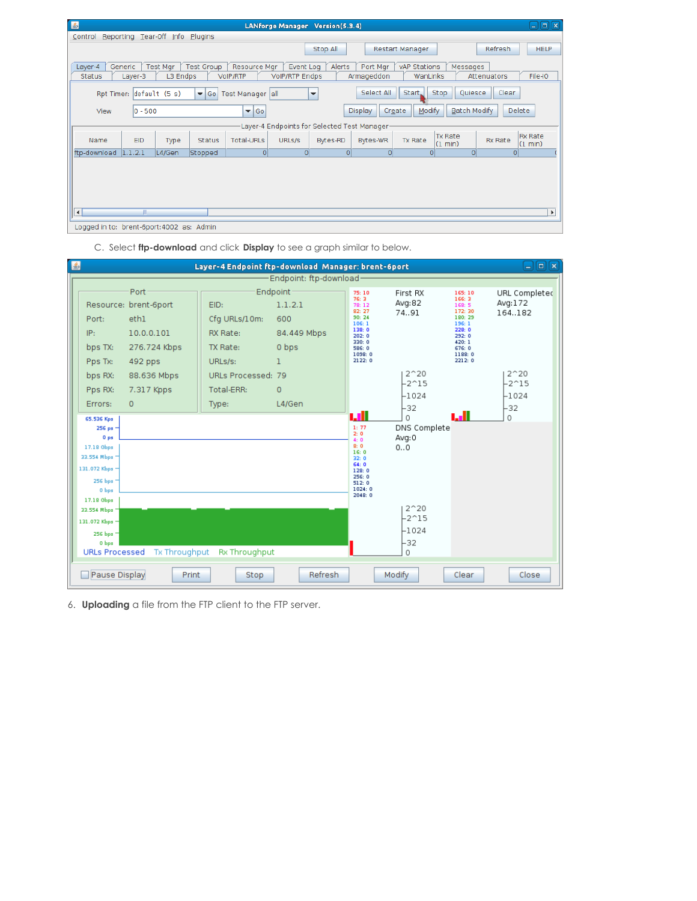C. Select **ftp-download** and click **Display** to see a graph similar to below.

6. **Uploading** a file from the FTP client to the FTP server.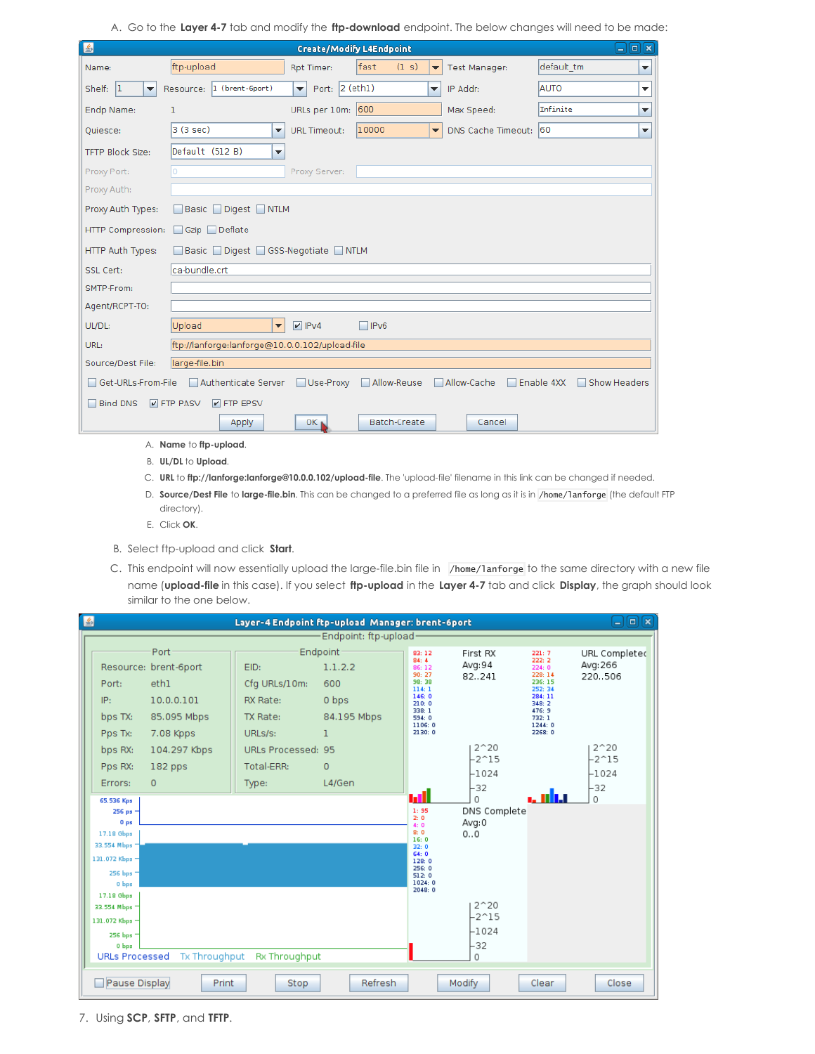A. Go to the **Layer 4-7** tab and modify the **ftp-download** endpoint. The below changes will need to be made:

   A. **Name** to **ftp-upload**.
   B. **UL/DL** to **Upload**.
   C. **URL** to **ftp://lanforge:lanforge@10.0.0.102/upload-file**. The 'upload-file' filename in this link can be changed if needed.
   D. **Source/Dest File** to **large-file.bin**. This can be changed to a preferred file as long as it is in `/home/lanforge` (the default FTP directory).
   E. Click **OK**.

B. Select ftp-upload and click **Start**.

C. This endpoint will now essentially upload the large-file.bin file in `/home/lanforge` to the same directory with a new file name (**upload-file** in this case). If you select **ftp-upload** in the **Layer 4-7** tab and click **Display**, the graph should look similar to the one below.

7. Using **SCP**, **SFTP**, and **TFTP**.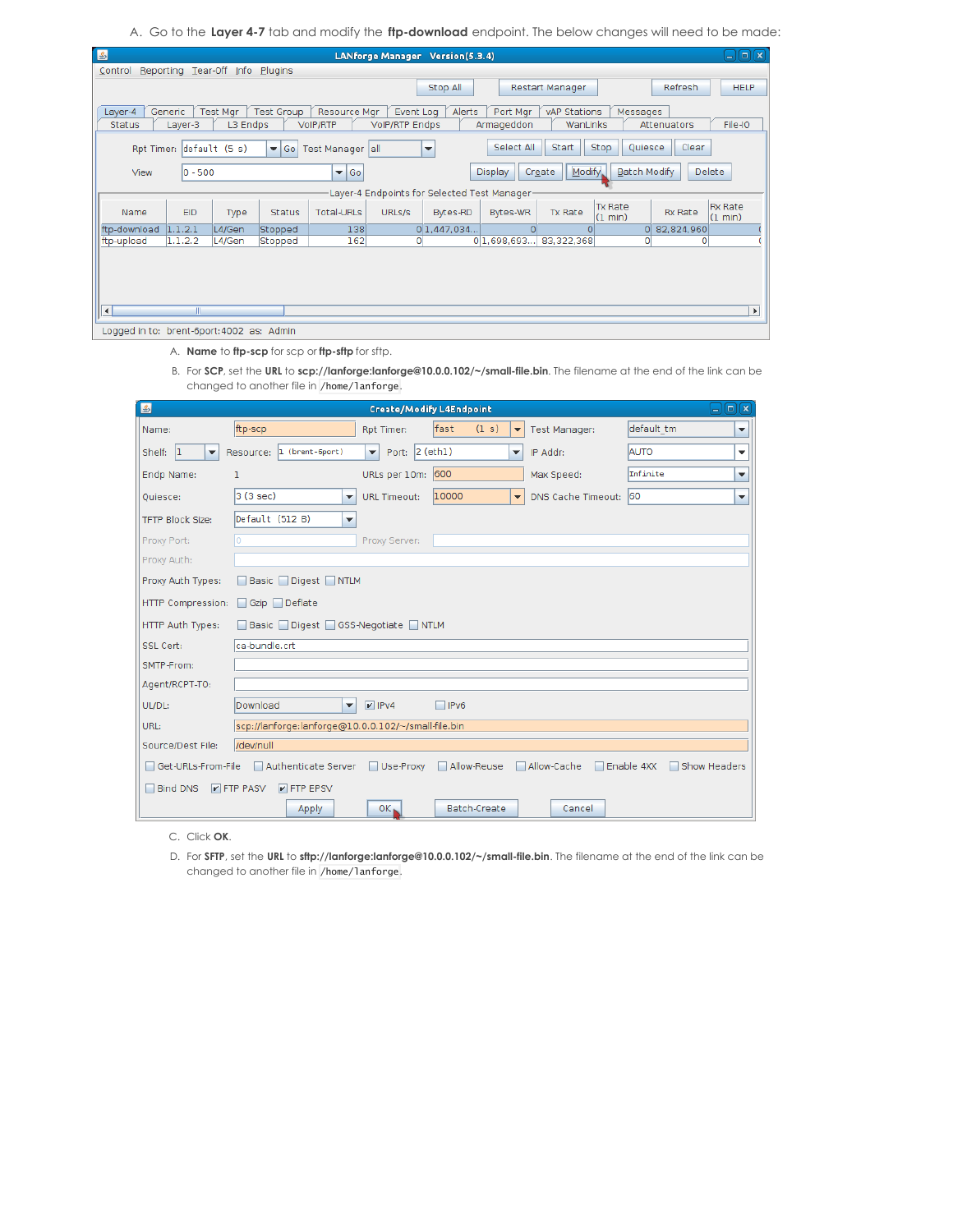A. Go to the **Layer 4-7** tab and modify the **ftp-download** endpoint. The below changes will need to be made:

   A. **Name** to **ftp-scp** for scp or **ftp-sftp** for sftp.

   B. For **SCP**, set the **URL** to **scp://lanforge:lanforge@10.0.0.102/~/small-file.bin**. The filename at the end of the link can be changed to another file in `/home/lanforge`.

   C. Click **OK**.

   D. For **SFTP**, set the **URL** to **sftp://lanforge:lanforge@10.0.0.102/~/small-file.bin**. The filename at the end of the link can be changed to another file in `/home/lanforge`.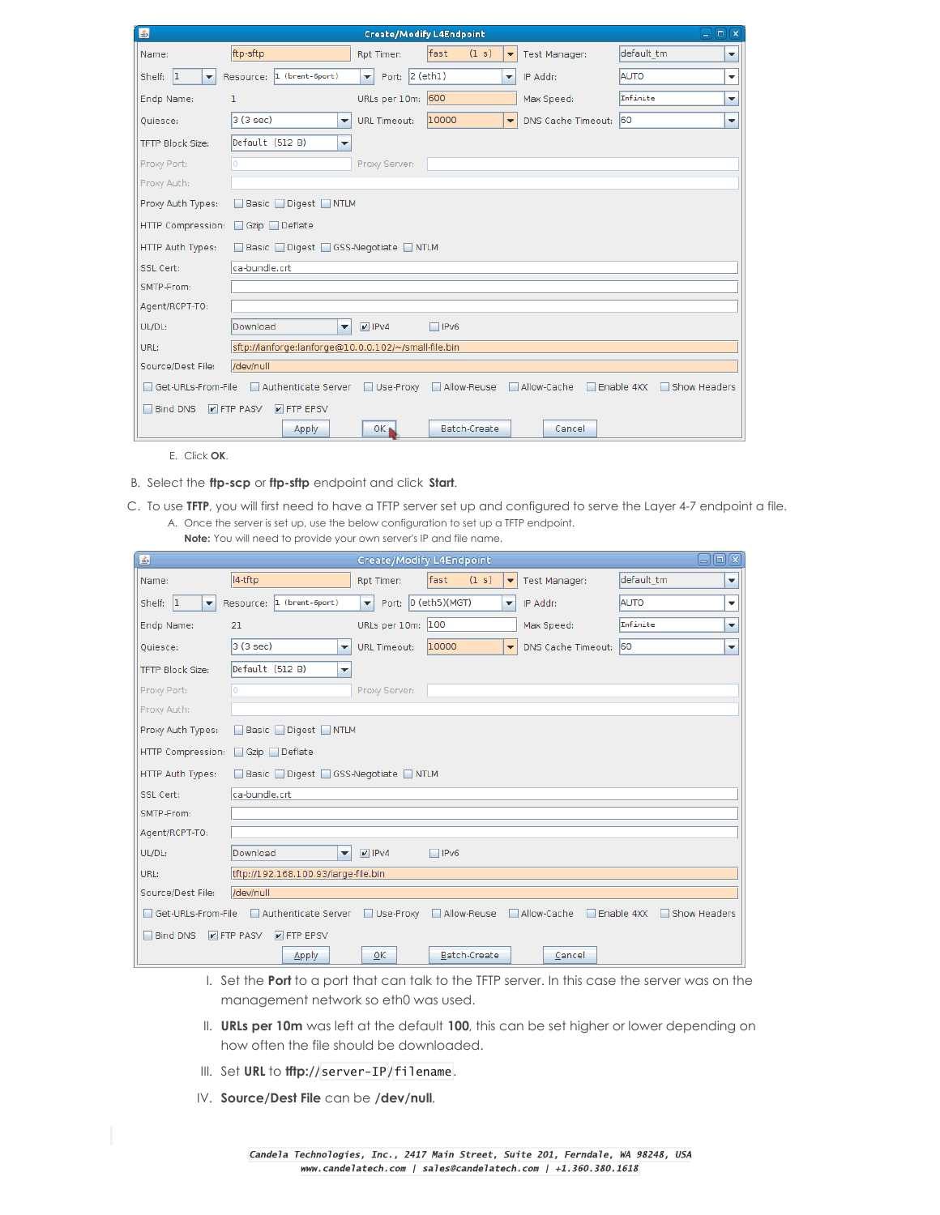E. Click **OK**.

B. Select the **ftp-scp** or **ftp-sftp** endpoint and click **Start**.

C. To use **TFTP**, you will first need to have a TFTP server set up and configured to serve the Layer 4-7 endpoint a file.

A. Once the server is set up, use the below configuration to set up a TFTP endpoint.
**Note:** You will need to provide your own server's IP and file name.

I. Set the **Port** to a port that can talk to the TFTP server. In this case the server was on the management network so eth0 was used.

II. **URLs per 10m** was left at the default **100**, this can be set higher or lower depending on how often the file should be downloaded.

III. Set **URL** to **tftp://**`server-IP`/`filename`.

IV. **Source/Dest File** can be **/dev/null**.